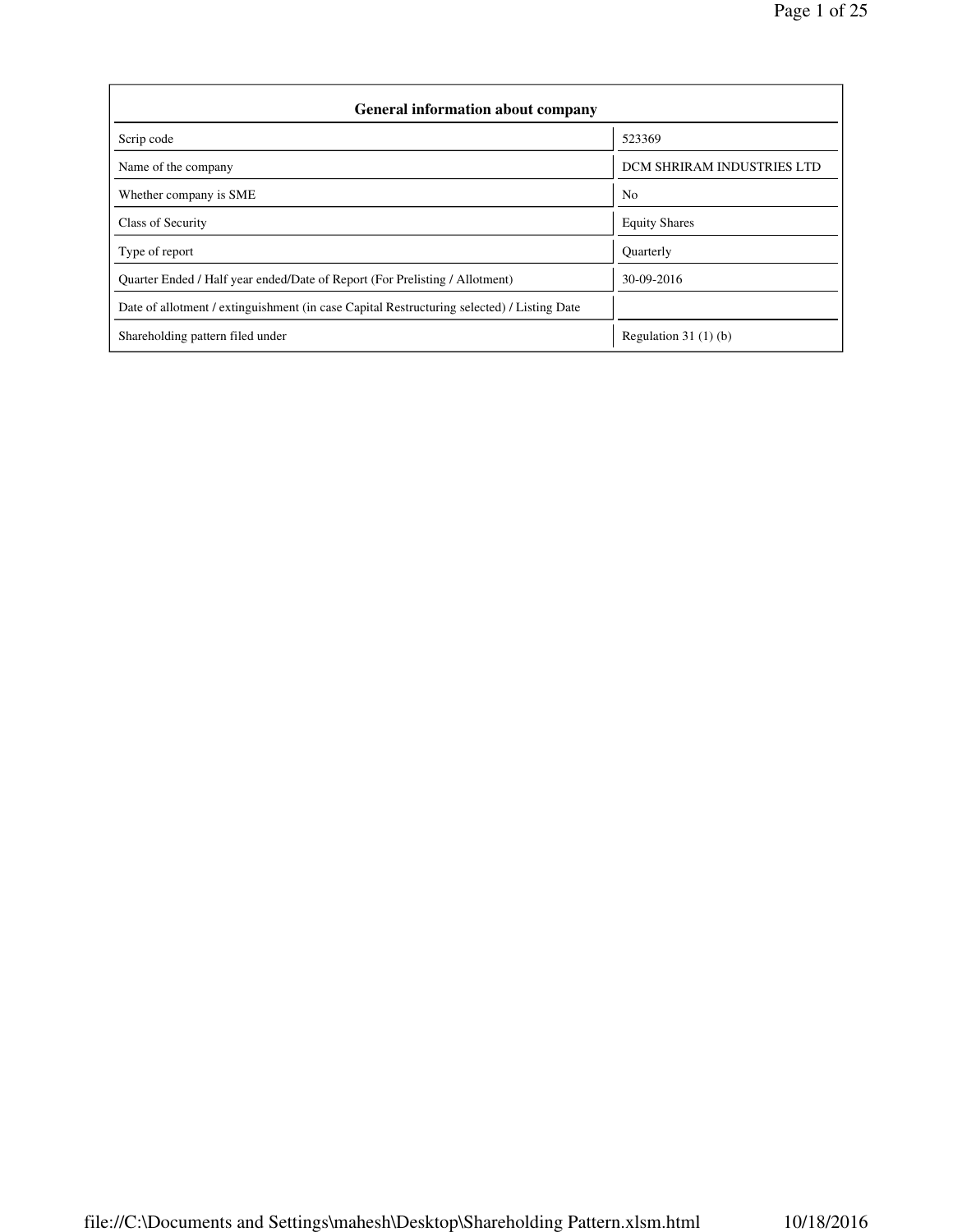## General information about company

| | |
|---|---|
| Scrip code | 523369 |
| Name of the company | DCM SHRIRAM INDUSTRIES LTD |
| Whether company is SME | No |
| Class of Security | Equity Shares |
| Type of report | Quarterly |
| Quarter Ended / Half year ended/Date of Report (For Prelisting / Allotment) | 30-09-2016 |
| Date of allotment / extinguishment (in case Capital Restructuring selected) / Listing Date | |
| Shareholding pattern filed under | Regulation 31 (1) (b) |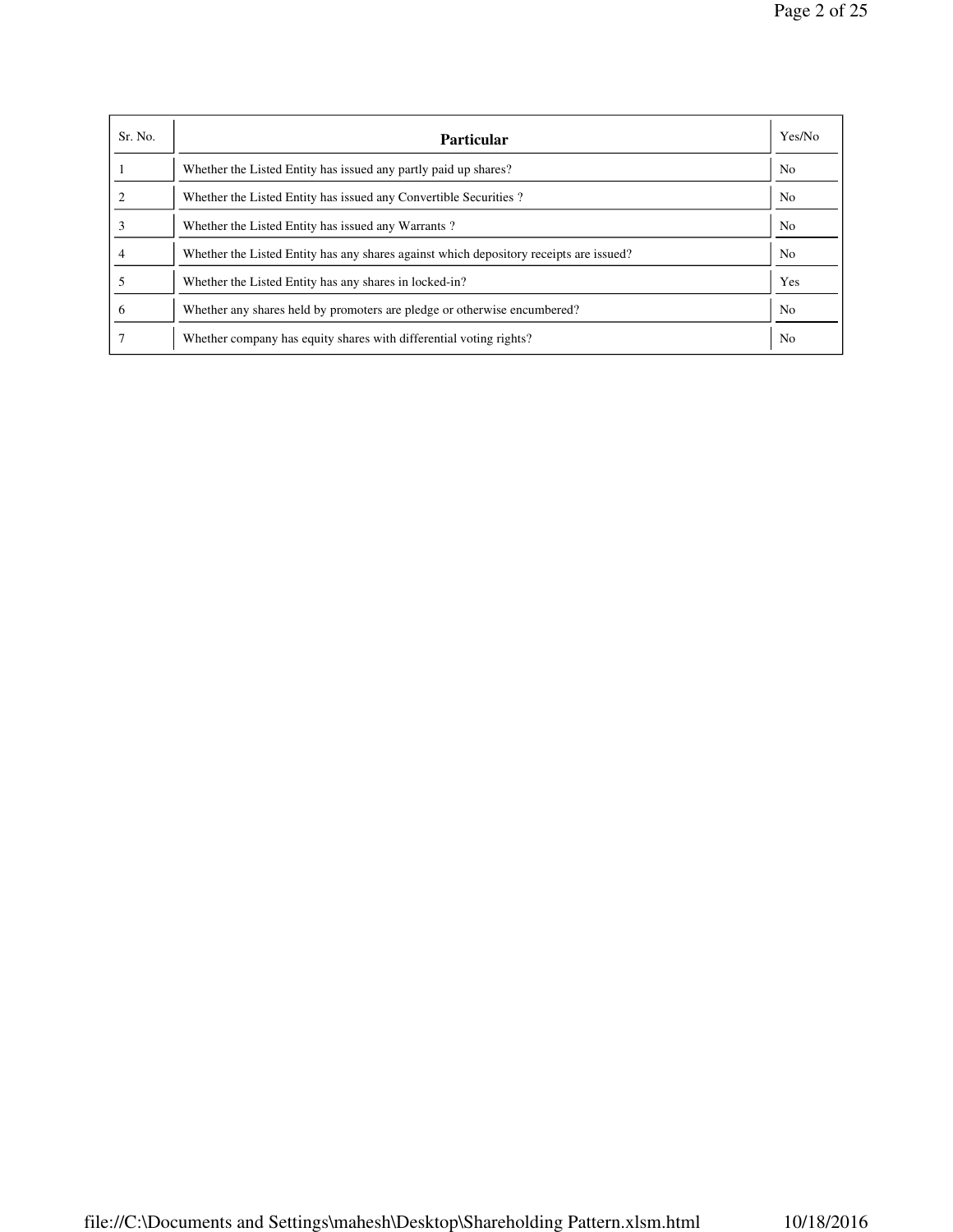| Sr. No. | Particular | Yes/No |
|---|---|---|
| 1 | Whether the Listed Entity has issued any partly paid up shares? | No |
| 2 | Whether the Listed Entity has issued any Convertible Securities ? | No |
| 3 | Whether the Listed Entity has issued any Warrants ? | No |
| 4 | Whether the Listed Entity has any shares against which depository receipts are issued? | No |
| 5 | Whether the Listed Entity has any shares in locked-in? | Yes |
| 6 | Whether any shares held by promoters are pledge or otherwise encumbered? | No |
| 7 | Whether company has equity shares with differential voting rights? | No |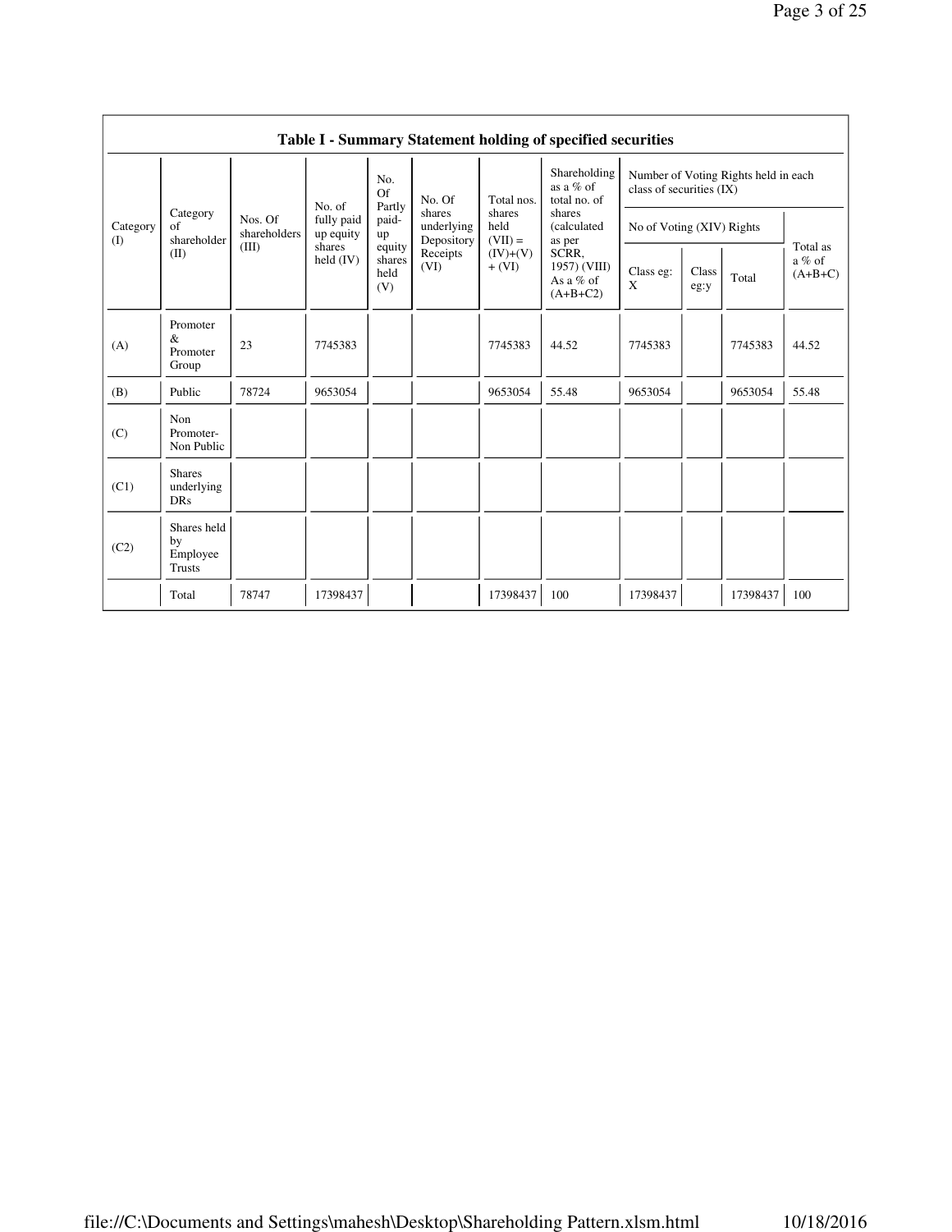| Table I - Summary Statement holding of specified securities | | | | | | | | | | | | |
|---|---|---|---|---|---|---|---|---|---|---|---|---|
| Category (I) | Category of shareholder (II) | Nos. Of shareholders (III) | No. of fully paid up equity shares held (IV) | No. Of Partly paid-up equity shares held (V) | No. Of shares underlying Depository Receipts (VI) | Total nos. shares held (VII) = (IV)+(V)+ (VI) | Shareholding as a % of total no. of shares (calculated as per SCRR, 1957) (VIII) As a % of (A+B+C2) | Number of Voting Rights held in each class of securities (IX) | | | |
| | | | | | | | | No of Voting (XIV) Rights | | | Total as a % of (A+B+C) |
| | | | | | | | | Class eg: X | Class eg:y | Total | |
| (A) | Promoter & Promoter Group | 23 | 7745383 | | | 7745383 | 44.52 | 7745383 | | 7745383 | 44.52 |
| (B) | Public | 78724 | 9653054 | | | 9653054 | 55.48 | 9653054 | | 9653054 | 55.48 |
| (C) | Non Promoter-Non Public | | | | | | | | | | |
| (C1) | Shares underlying DRs | | | | | | | | | | |
| (C2) | Shares held by Employee Trusts | | | | | | | | | | |
| | Total | 78747 | 17398437 | | | 17398437 | 100 | 17398437 | | 17398437 | 100 |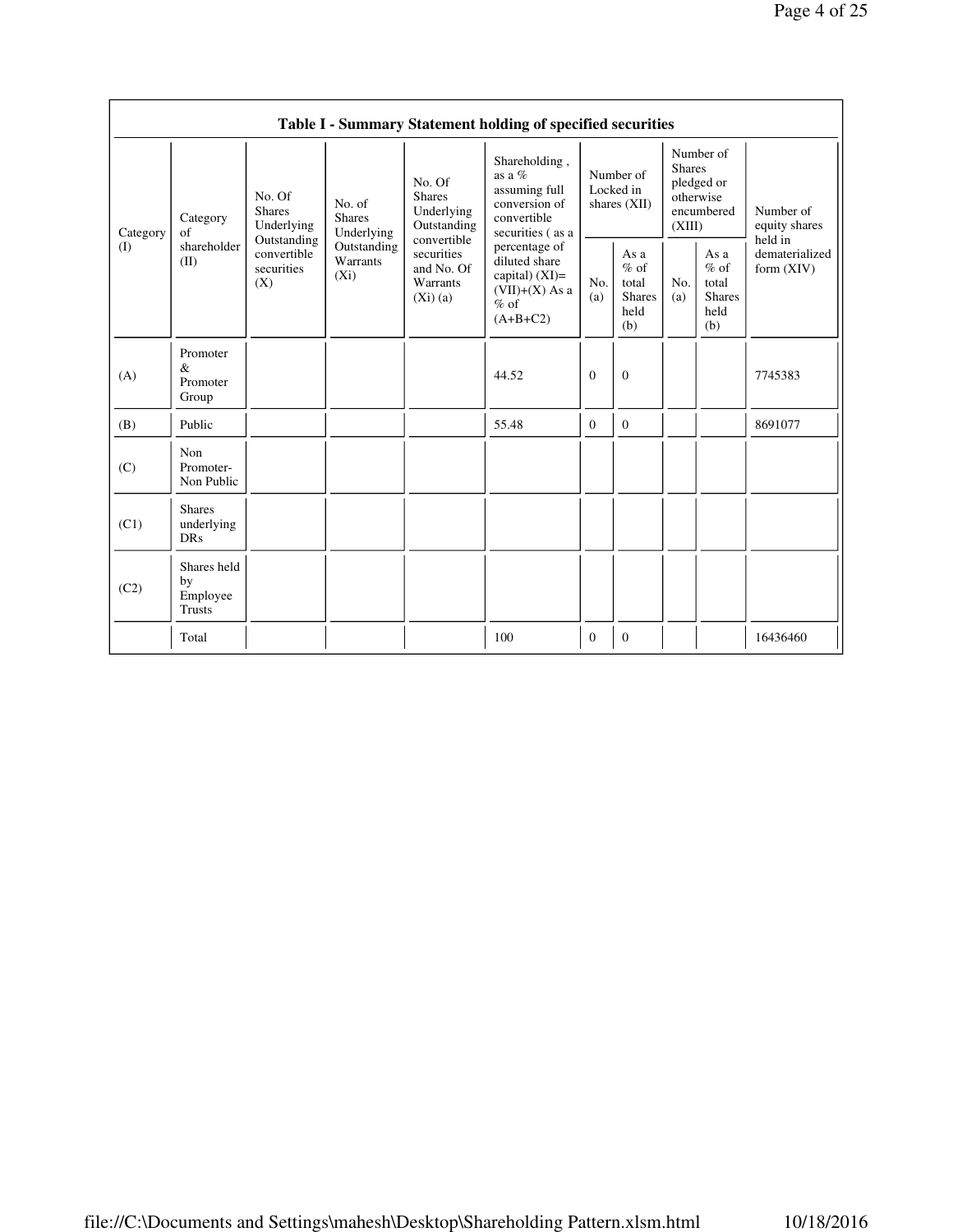## Table I - Summary Statement holding of specified securities

| Category (I) | Category of shareholder (II) | No. Of Shares Underlying Outstanding convertible securities (X) | No. of Shares Underlying Outstanding Warrants (Xi) | No. Of Shares Underlying Outstanding convertible securities and No. Of Warrants (Xi) (a) | Shareholding , as a % assuming full conversion of convertible securities ( as a percentage of diluted share capital) (XI)= (VII)+(X) As a % of (A+B+C2) | Number of Locked in shares (XII) | | Number of Shares pledged or otherwise encumbered (XIII) | | Number of equity shares held in dematerialized form (XIV) |
|---|---|---|---|---|---|---|---|---|---|---|
| | | | | | | No. (a) | As a % of total Shares held (b) | No. (a) | As a % of total Shares held (b) | |
| (A) | Promoter & Promoter Group | | | | 44.52 | 0 | 0 | | | 7745383 |
| (B) | Public | | | | 55.48 | 0 | 0 | | | 8691077 |
| (C) | Non Promoter- Non Public | | | | | | | | | |
| (C1) | Shares underlying DRs | | | | | | | | | |
| (C2) | Shares held by Employee Trusts | | | | | | | | | |
| | Total | | | | 100 | 0 | 0 | | | 16436460 |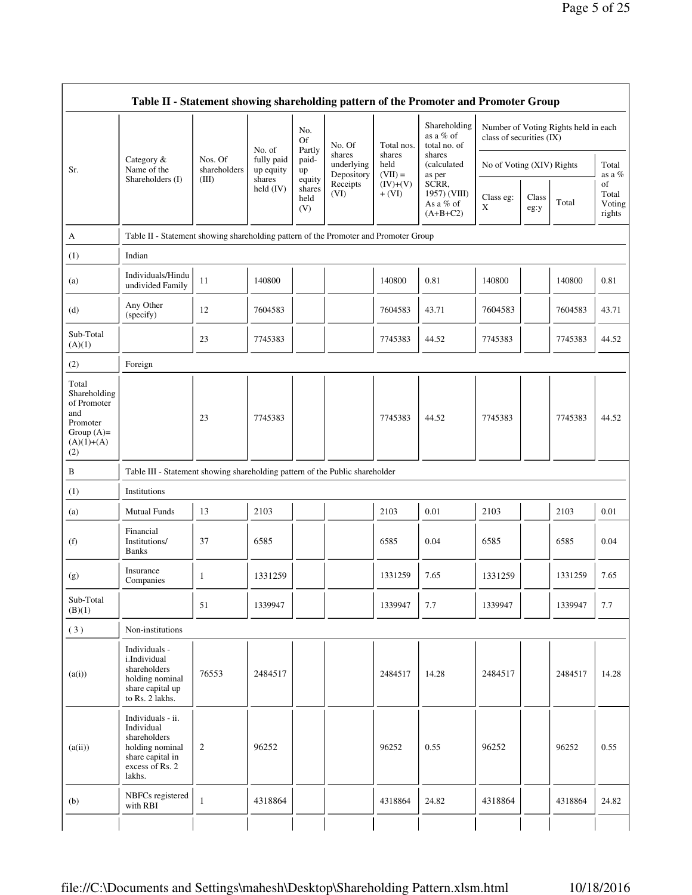## Table II - Statement showing shareholding pattern of the Promoter and Promoter Group

| Sr. | Category & Name of the Shareholders (I) | Nos. Of shareholders (III) | No. of fully paid up equity shares held (IV) | No. Of Partly paid-up equity shares held (V) | No. Of shares underlying Depository Receipts (VI) | Total nos. shares held (VII) = (IV)+(V)+ (VI) | Shareholding as a % of total no. of shares (calculated as per SCRR, 1957) (VIII) As a % of (A+B+C2) | Number of Voting Rights held in each class of securities (IX) | | | |
|---|---|---|---|---|---|---|---|---|---|---|---|
| | | | | | | | | No of Voting (XIV) Rights | | | Total as a % of Total Voting rights |
| | | | | | | | | Class eg: X | Class eg:y | Total | |
| A | Table II - Statement showing shareholding pattern of the Promoter and Promoter Group | | | | | | | | | | |
| (1) | Indian | | | | | | | | | | |
| (a) | Individuals/Hindu undivided Family | 11 | 140800 | | | 140800 | 0.81 | 140800 | | 140800 | 0.81 |
| (d) | Any Other (specify) | 12 | 7604583 | | | 7604583 | 43.71 | 7604583 | | 7604583 | 43.71 |
| Sub-Total (A)(1) | | 23 | 7745383 | | | 7745383 | 44.52 | 7745383 | | 7745383 | 44.52 |
| (2) | Foreign | | | | | | | | | | |
| Total Shareholding of Promoter and Promoter Group (A)= (A)(1)+(A)(2) | | 23 | 7745383 | | | 7745383 | 44.52 | 7745383 | | 7745383 | 44.52 |
| B | Table III - Statement showing shareholding pattern of the Public shareholder | | | | | | | | | | |
| (1) | Institutions | | | | | | | | | | |
| (a) | Mutual Funds | 13 | 2103 | | | 2103 | 0.01 | 2103 | | 2103 | 0.01 |
| (f) | Financial Institutions/ Banks | 37 | 6585 | | | 6585 | 0.04 | 6585 | | 6585 | 0.04 |
| (g) | Insurance Companies | 1 | 1331259 | | | 1331259 | 7.65 | 1331259 | | 1331259 | 7.65 |
| Sub-Total (B)(1) | | 51 | 1339947 | | | 1339947 | 7.7 | 1339947 | | 1339947 | 7.7 |
| ( 3 ) | Non-institutions | | | | | | | | | | |
| (a(i)) | Individuals - i.Individual shareholders holding nominal share capital up to Rs. 2 lakhs. | 76553 | 2484517 | | | 2484517 | 14.28 | 2484517 | | 2484517 | 14.28 |
| (a(ii)) | Individuals - ii. Individual shareholders holding nominal share capital in excess of Rs. 2 lakhs. | 2 | 96252 | | | 96252 | 0.55 | 96252 | | 96252 | 0.55 |
| (b) | NBFCs registered with RBI | 1 | 4318864 | | | 4318864 | 24.82 | 4318864 | | 4318864 | 24.82 |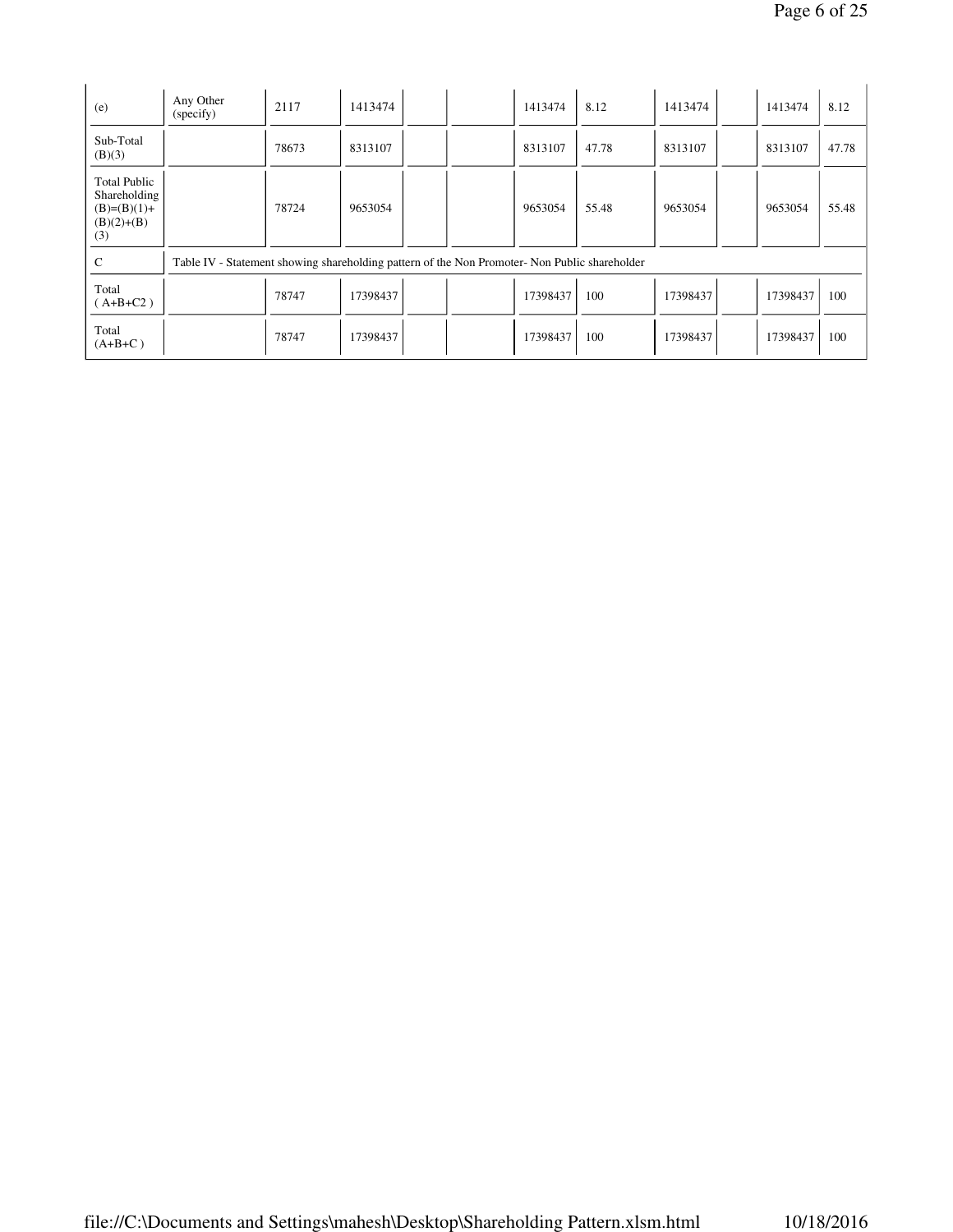| (e) | Any Other (specify) | 2117 | 1413474 | | | 1413474 | 8.12 | 1413474 | | 1413474 | 8.12 |
|---|---|---|---|---|---|---|---|---|---|---|---|
| Sub-Total (B)(3) | | 78673 | 8313107 | | | 8313107 | 47.78 | 8313107 | | 8313107 | 47.78 |
| Total Public Shareholding (B)=(B)(1)+(B)(2)+(B)(3) | | 78724 | 9653054 | | | 9653054 | 55.48 | 9653054 | | 9653054 | 55.48 |
| C | Table IV - Statement showing shareholding pattern of the Non Promoter- Non Public shareholder | | | | | | | | | | |
| Total ( A+B+C2 ) | | 78747 | 17398437 | | | 17398437 | 100 | 17398437 | | 17398437 | 100 |
| Total (A+B+C ) | | 78747 | 17398437 | | | 17398437 | 100 | 17398437 | | 17398437 | 100 |

file://C:\Documents and Settings\mahesh\Desktop\Shareholding Pattern.xlsm.html 10/18/2016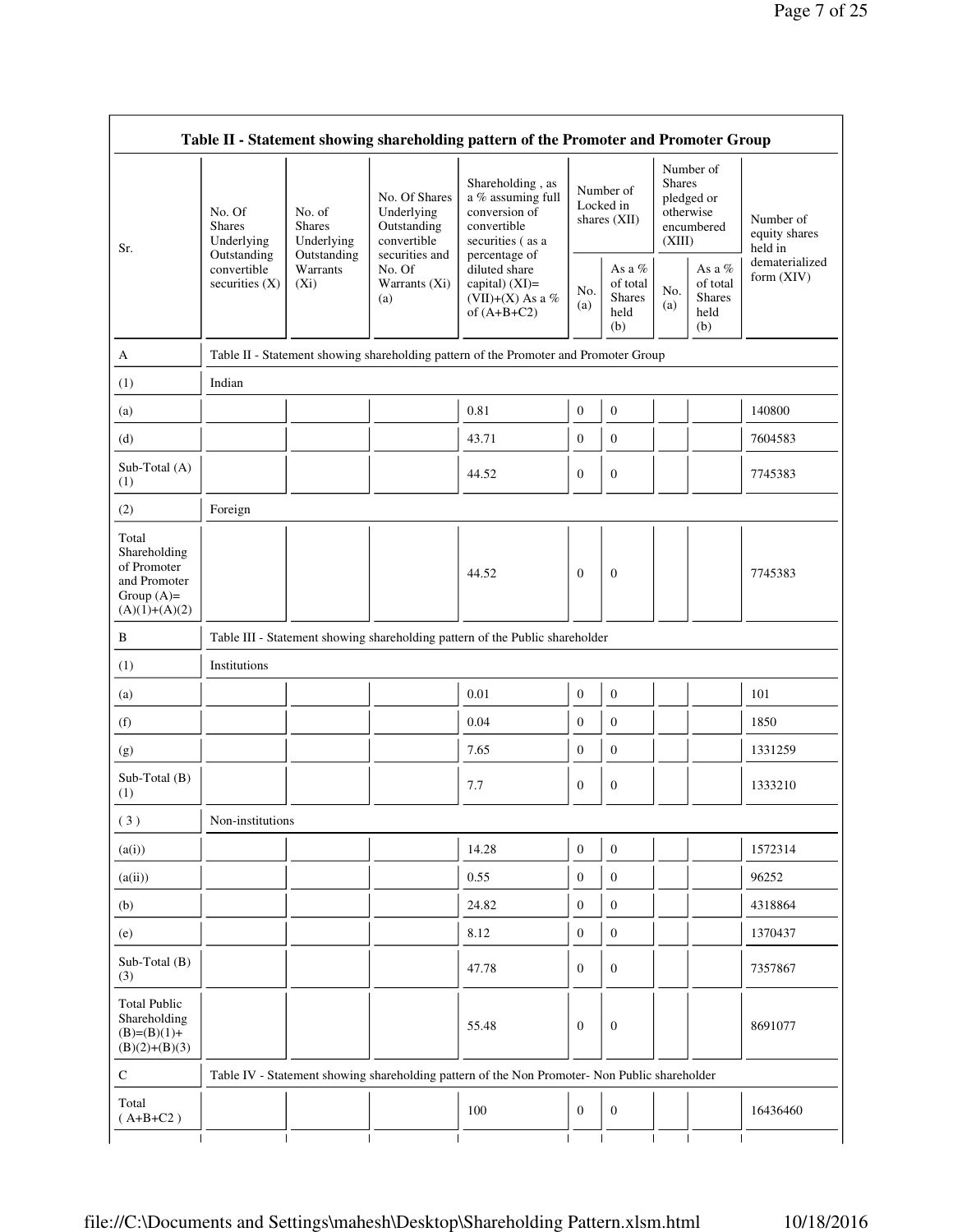| Table II - Statement showing shareholding pattern of the Promoter and Promoter Group | | | | | | | | | |
|---|---|---|---|---|---|---|---|---|---|
| Sr. | No. Of Shares Underlying Outstanding convertible securities (X) | No. of Shares Underlying Outstanding Warrants (Xi) | No. Of Shares Underlying Outstanding convertible securities and No. Of Warrants (Xi) (a) | Shareholding , as a % assuming full conversion of convertible securities ( as a percentage of diluted share capital) (XI)= (VII)+(X) As a % of (A+B+C2) | Number of Locked in shares (XII) | | Number of Shares pledged or otherwise encumbered (XIII) | | Number of equity shares held in dematerialized form (XIV) |
| | | | | | No. (a) | As a % of total Shares held (b) | No. (a) | As a % of total Shares held (b) | |
| A | Table II - Statement showing shareholding pattern of the Promoter and Promoter Group | | | | | | | | |
| (1) | Indian | | | | | | | | |
| (a) | | | | 0.81 | 0 | 0 | | | 140800 |
| (d) | | | | 43.71 | 0 | 0 | | | 7604583 |
| Sub-Total (A) (1) | | | | 44.52 | 0 | 0 | | | 7745383 |
| (2) | Foreign | | | | | | | | |
| Total Shareholding of Promoter and Promoter Group (A)= (A)(1)+(A)(2) | | | | 44.52 | 0 | 0 | | | 7745383 |
| B | Table III - Statement showing shareholding pattern of the Public shareholder | | | | | | | | |
| (1) | Institutions | | | | | | | | |
| (a) | | | | 0.01 | 0 | 0 | | | 101 |
| (f) | | | | 0.04 | 0 | 0 | | | 1850 |
| (g) | | | | 7.65 | 0 | 0 | | | 1331259 |
| Sub-Total (B) (1) | | | | 7.7 | 0 | 0 | | | 1333210 |
| ( 3 ) | Non-institutions | | | | | | | | |
| (a(i)) | | | | 14.28 | 0 | 0 | | | 1572314 |
| (a(ii)) | | | | 0.55 | 0 | 0 | | | 96252 |
| (b) | | | | 24.82 | 0 | 0 | | | 4318864 |
| (e) | | | | 8.12 | 0 | 0 | | | 1370437 |
| Sub-Total (B) (3) | | | | 47.78 | 0 | 0 | | | 7357867 |
| Total Public Shareholding (B)=(B)(1)+ (B)(2)+(B)(3) | | | | 55.48 | 0 | 0 | | | 8691077 |
| C | Table IV - Statement showing shareholding pattern of the Non Promoter- Non Public shareholder | | | | | | | | |
| Total ( A+B+C2 ) | | | | 100 | 0 | 0 | | | 16436460 |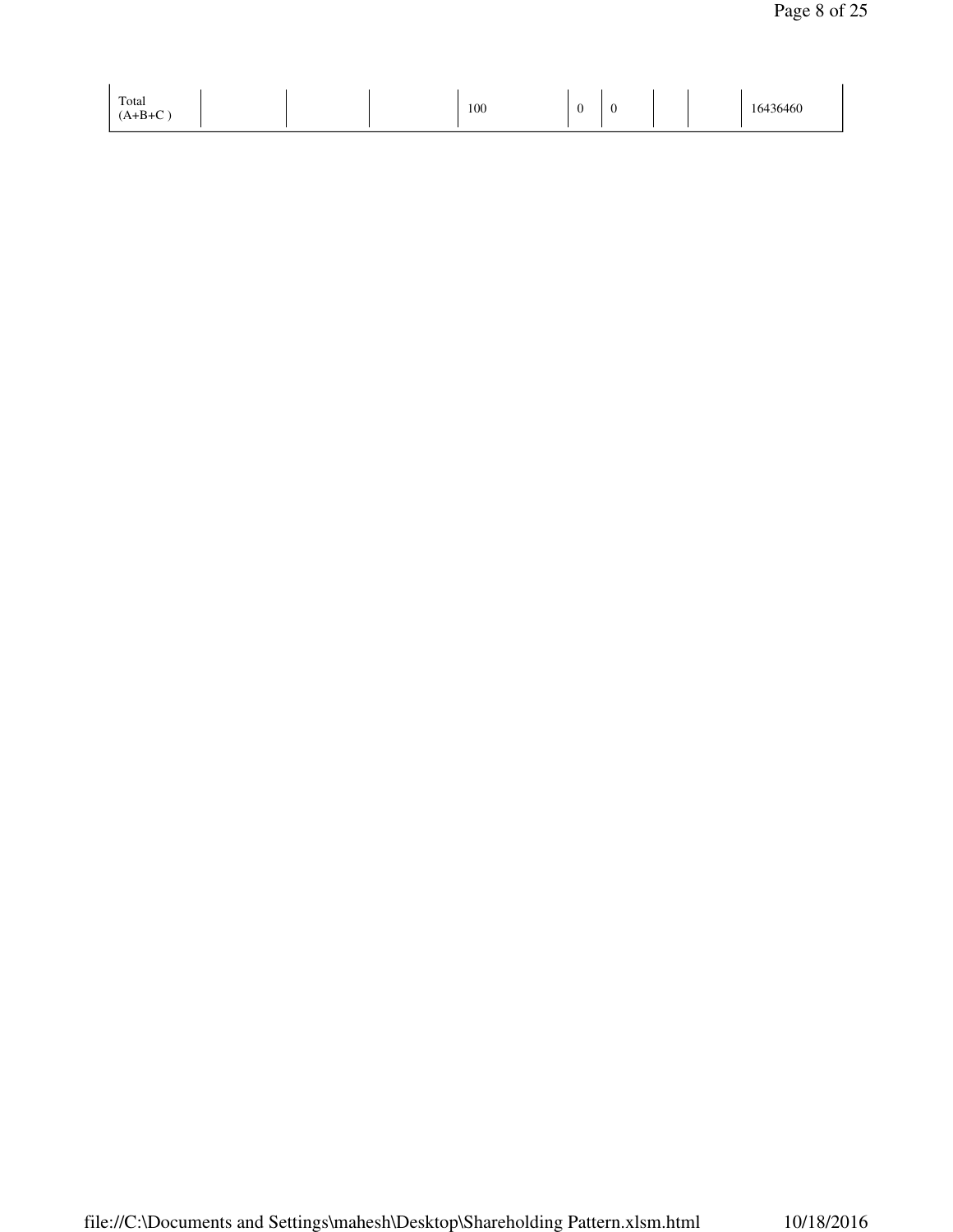| Total (A+B+C ) | | | | 100 | 0 | 0 | | | 16436460 |
|---|---|---|---|---|---|---|---|---|---|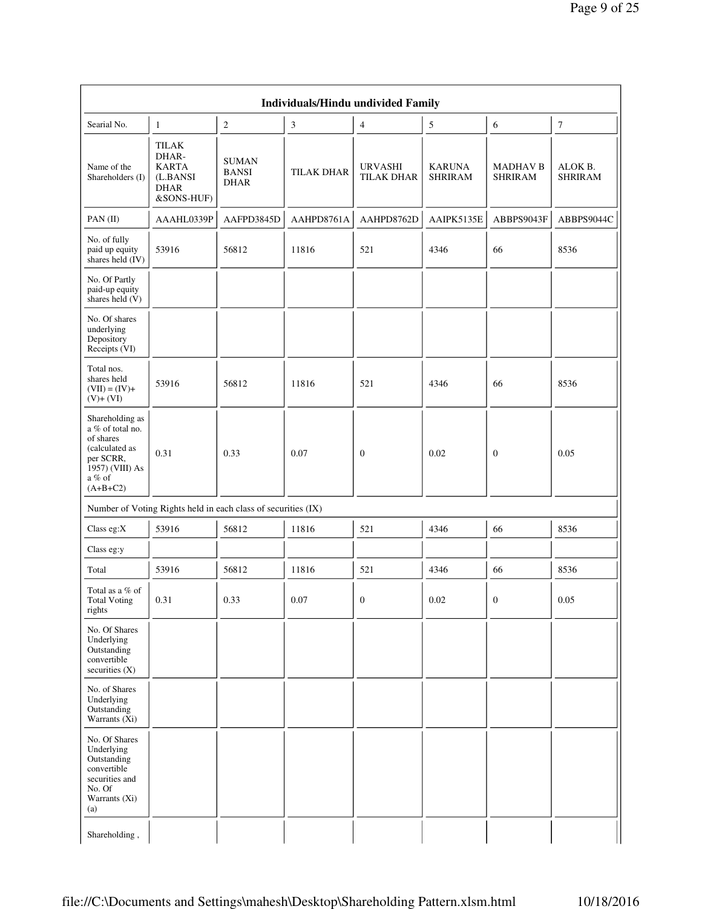| Individuals/Hindu undivided Family | | | | | | | |
|---|---|---|---|---|---|---|---|
| Searial No. | 1 | 2 | 3 | 4 | 5 | 6 | 7 |
| Name of the Shareholders (I) | TILAK DHAR-KARTA (L.BANSI DHAR &SONS-HUF) | SUMAN BANSI DHAR | TILAK DHAR | URVASHI TILAK DHAR | KARUNA SHRIRAM | MADHAV B SHRIRAM | ALOK B. SHRIRAM |
| PAN (II) | AAAHL0339P | AAFPD3845D | AAHPD8761A | AAHPD8762D | AAIPK5135E | ABBPS9043F | ABBPS9044C |
| No. of fully paid up equity shares held (IV) | 53916 | 56812 | 11816 | 521 | 4346 | 66 | 8536 |
| No. Of Partly paid-up equity shares held (V) | | | | | | | |
| No. Of shares underlying Depository Receipts (VI) | | | | | | | |
| Total nos. shares held (VII) = (IV)+ (V)+ (VI) | 53916 | 56812 | 11816 | 521 | 4346 | 66 | 8536 |
| Shareholding as a % of total no. of shares (calculated as per SCRR, 1957) (VIII) As a % of (A+B+C2) | 0.31 | 0.33 | 0.07 | 0 | 0.02 | 0 | 0.05 |
| Number of Voting Rights held in each class of securities (IX) | | | | | | | |
| Class eg:X | 53916 | 56812 | 11816 | 521 | 4346 | 66 | 8536 |
| Class eg:y | | | | | | | |
| Total | 53916 | 56812 | 11816 | 521 | 4346 | 66 | 8536 |
| Total as a % of Total Voting rights | 0.31 | 0.33 | 0.07 | 0 | 0.02 | 0 | 0.05 |
| No. Of Shares Underlying Outstanding convertible securities (X) | | | | | | | |
| No. of Shares Underlying Outstanding Warrants (Xi) | | | | | | | |
| No. Of Shares Underlying Outstanding convertible securities and No. Of Warrants (Xi) (a) | | | | | | | |
| Shareholding , | | | | | | | |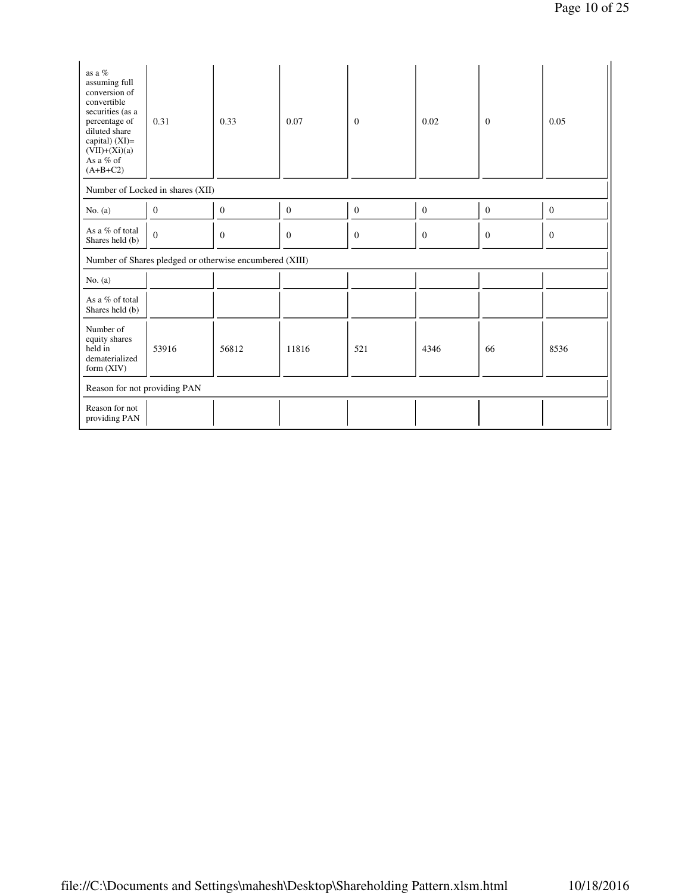| as a % assuming full conversion of convertible securities (as a percentage of diluted share capital) (XI)= (VII)+(Xi)(a) As a % of (A+B+C2) | 0.31 | 0.33 | 0.07 | 0 | 0.02 | 0 | 0.05 |
|---|---|---|---|---|---|---|---|
| Number of Locked in shares (XII) | | | | | | | |
| No. (a) | 0 | 0 | 0 | 0 | 0 | 0 | 0 |
| As a % of total Shares held (b) | 0 | 0 | 0 | 0 | 0 | 0 | 0 |
| Number of Shares pledged or otherwise encumbered (XIII) | | | | | | | |
| No. (a) | | | | | | | |
| As a % of total Shares held (b) | | | | | | | |
| Number of equity shares held in dematerialized form (XIV) | 53916 | 56812 | 11816 | 521 | 4346 | 66 | 8536 |
| Reason for not providing PAN | | | | | | | |
| Reason for not providing PAN | | | | | | | |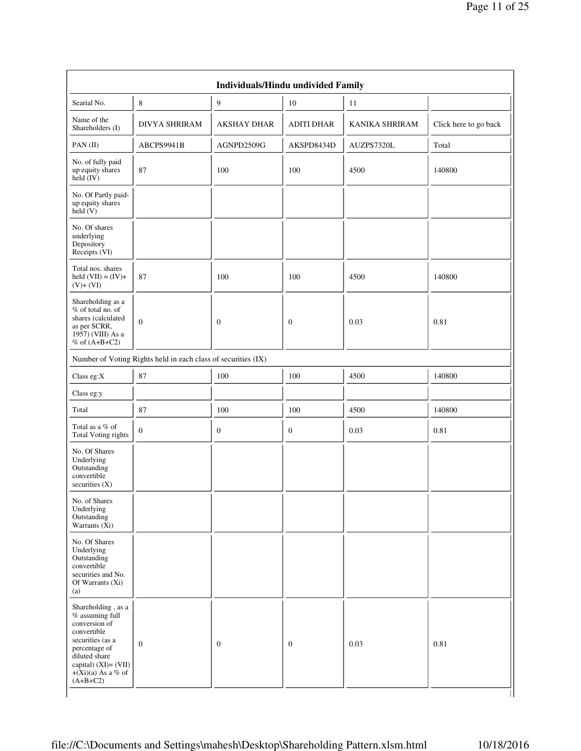| Individuals/Hindu undivided Family | | | | | |
|---|---|---|---|---|---|
| Searial No. | 8 | 9 | 10 | 11 | |
| Name of the Shareholders (I) | DIVYA SHRIRAM | AKSHAY DHAR | ADITI DHAR | KANIKA SHRIRAM | Click here to go back |
| PAN (II) | ABCPS9941B | AGNPD2509G | AKSPD8434D | AUZPS7320L | Total |
| No. of fully paid up equity shares held (IV) | 87 | 100 | 100 | 4500 | 140800 |
| No. Of Partly paid-up equity shares held (V) | | | | | |
| No. Of shares underlying Depository Receipts (VI) | | | | | |
| Total nos. shares held (VII) = (IV)+ (V)+ (VI) | 87 | 100 | 100 | 4500 | 140800 |
| Shareholding as a % of total no. of shares (calculated as per SCRR, 1957) (VIII) As a % of (A+B+C2) | 0 | 0 | 0 | 0.03 | 0.81 |
| Number of Voting Rights held in each class of securities (IX) | | | | | |
| Class eg:X | 87 | 100 | 100 | 4500 | 140800 |
| Class eg:y | | | | | |
| Total | 87 | 100 | 100 | 4500 | 140800 |
| Total as a % of Total Voting rights | 0 | 0 | 0 | 0.03 | 0.81 |
| No. Of Shares Underlying Outstanding convertible securities (X) | | | | | |
| No. of Shares Underlying Outstanding Warrants (Xi) | | | | | |
| No. Of Shares Underlying Outstanding convertible securities and No. Of Warrants (Xi) (a) | | | | | |
| Shareholding , as a % assuming full conversion of convertible securities (as a percentage of diluted share capital) (XI)= (VII) +(Xi)(a) As a % of (A+B+C2) | 0 | 0 | 0 | 0.03 | 0.81 |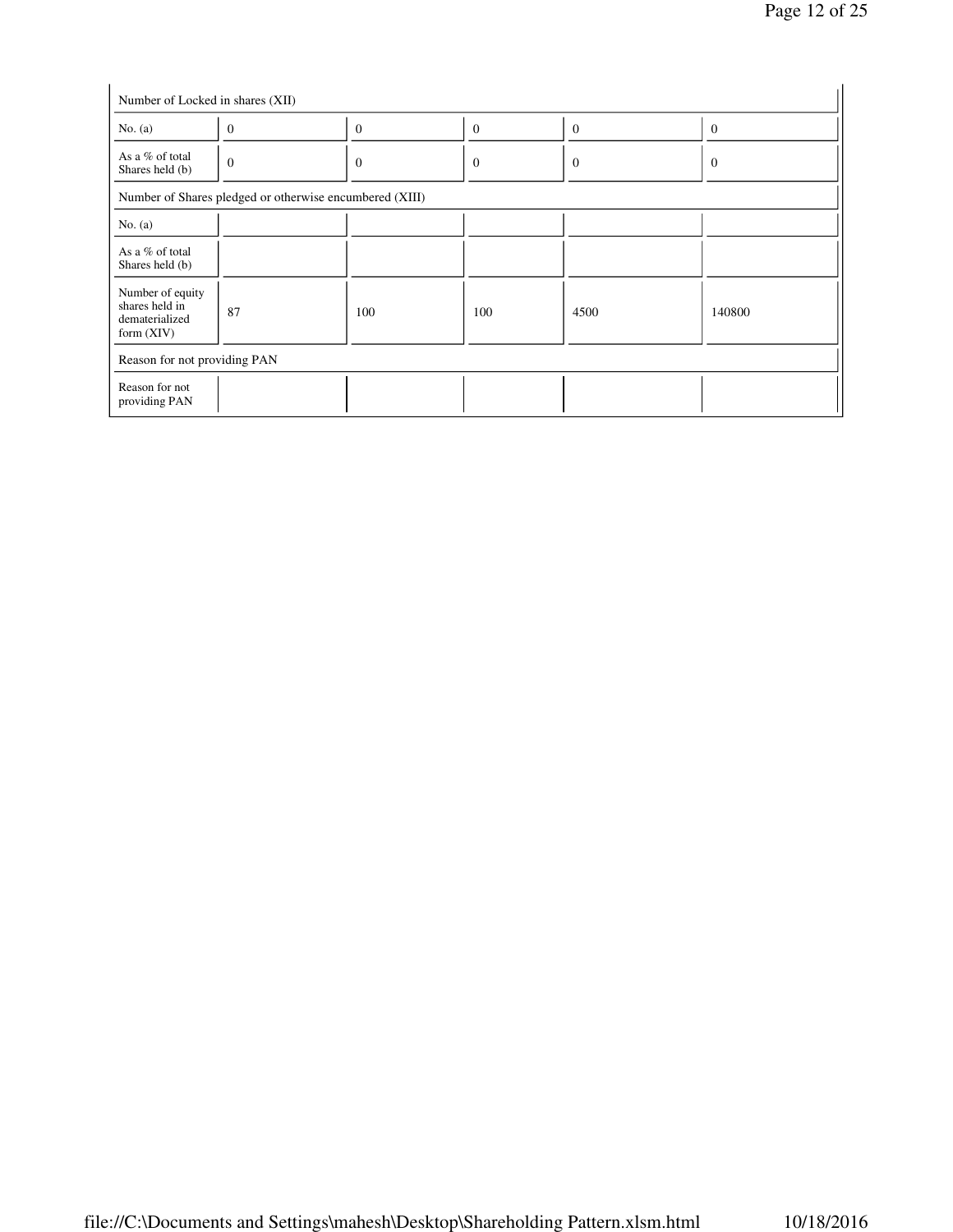| Number of Locked in shares (XII) | | | | | |
|---|---|---|---|---|---|
| No. (a) | 0 | 0 | 0 | 0 | 0 |
| As a % of total Shares held (b) | 0 | 0 | 0 | 0 | 0 |
| Number of Shares pledged or otherwise encumbered (XIII) | | | | | |
| No. (a) | | | | | |
| As a % of total Shares held (b) | | | | | |
| Number of equity shares held in dematerialized form (XIV) | 87 | 100 | 100 | 4500 | 140800 |
| Reason for not providing PAN | | | | | |
| Reason for not providing PAN | | | | | |

file://C:\Documents and Settings\mahesh\Desktop\Shareholding Pattern.xlsm.html 10/18/2016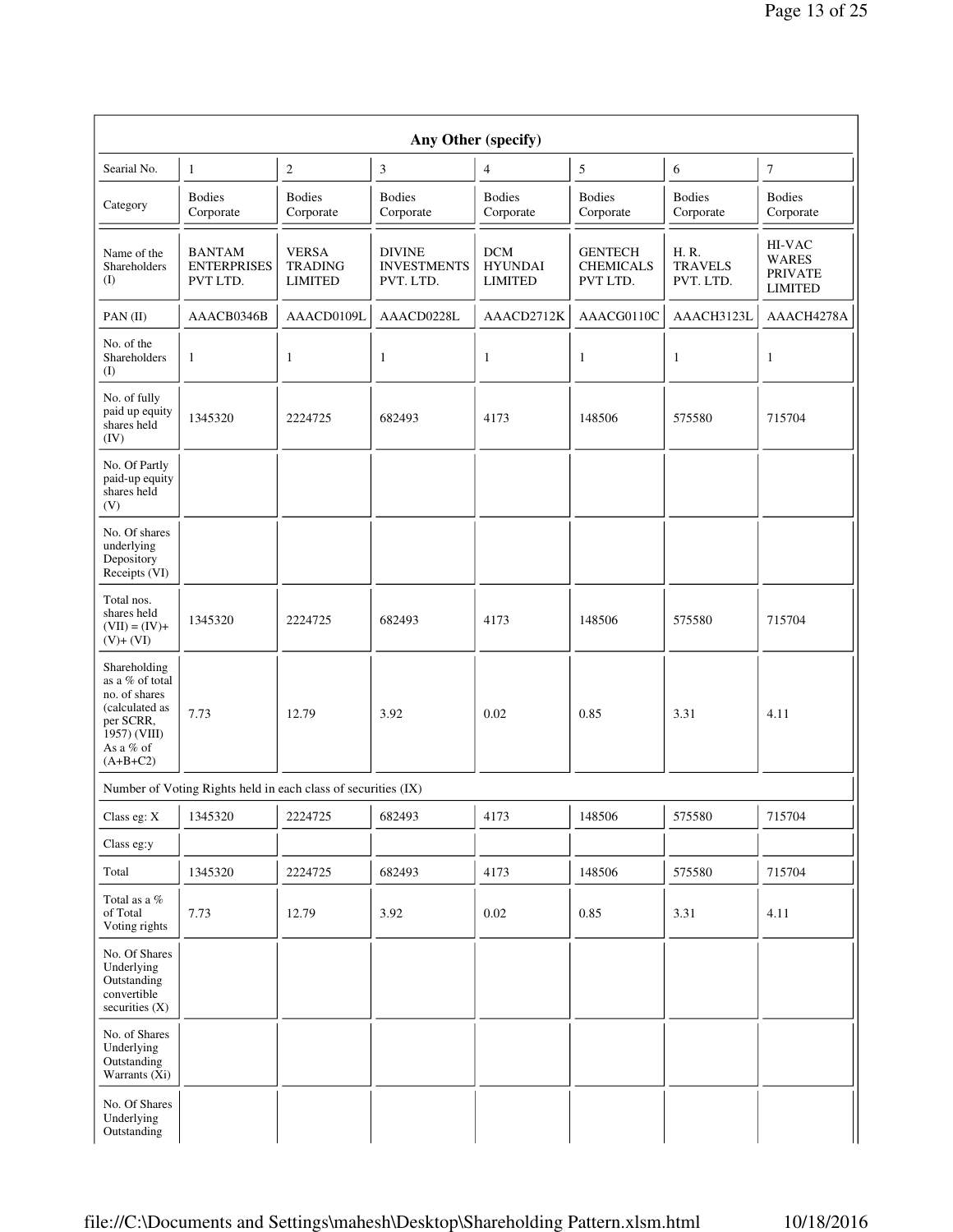| Any Other (specify) | | | | | | | |
|---|---|---|---|---|---|---|---|
| Searial No. | 1 | 2 | 3 | 4 | 5 | 6 | 7 |
| Category | Bodies Corporate | Bodies Corporate | Bodies Corporate | Bodies Corporate | Bodies Corporate | Bodies Corporate | Bodies Corporate |
| Name of the Shareholders (I) | BANTAM ENTERPRISES PVT LTD. | VERSA TRADING LIMITED | DIVINE INVESTMENTS PVT. LTD. | DCM HYUNDAI LIMITED | GENTECH CHEMICALS PVT LTD. | H. R. TRAVELS PVT. LTD. | HI-VAC WARES PRIVATE LIMITED |
| PAN (II) | AAACB0346B | AAACD0109L | AAACD0228L | AAACD2712K | AAACG0110C | AAACH3123L | AAACH4278A |
| No. of the Shareholders (I) | 1 | 1 | 1 | 1 | 1 | 1 | 1 |
| No. of fully paid up equity shares held (IV) | 1345320 | 2224725 | 682493 | 4173 | 148506 | 575580 | 715704 |
| No. Of Partly paid-up equity shares held (V) | | | | | | | |
| No. Of shares underlying Depository Receipts (VI) | | | | | | | |
| Total nos. shares held (VII) = (IV)+ (V)+ (VI) | 1345320 | 2224725 | 682493 | 4173 | 148506 | 575580 | 715704 |
| Shareholding as a % of total no. of shares (calculated as per SCRR, 1957) (VIII) As a % of (A+B+C2) | 7.73 | 12.79 | 3.92 | 0.02 | 0.85 | 3.31 | 4.11 |
| Number of Voting Rights held in each class of securities (IX) | | | | | | | |
| Class eg: X | 1345320 | 2224725 | 682493 | 4173 | 148506 | 575580 | 715704 |
| Class eg:y | | | | | | | |
| Total | 1345320 | 2224725 | 682493 | 4173 | 148506 | 575580 | 715704 |
| Total as a % of Total Voting rights | 7.73 | 12.79 | 3.92 | 0.02 | 0.85 | 3.31 | 4.11 |
| No. Of Shares Underlying Outstanding convertible securities (X) | | | | | | | |
| No. of Shares Underlying Outstanding Warrants (Xi) | | | | | | | |
| No. Of Shares Underlying Outstanding | | | | | | | |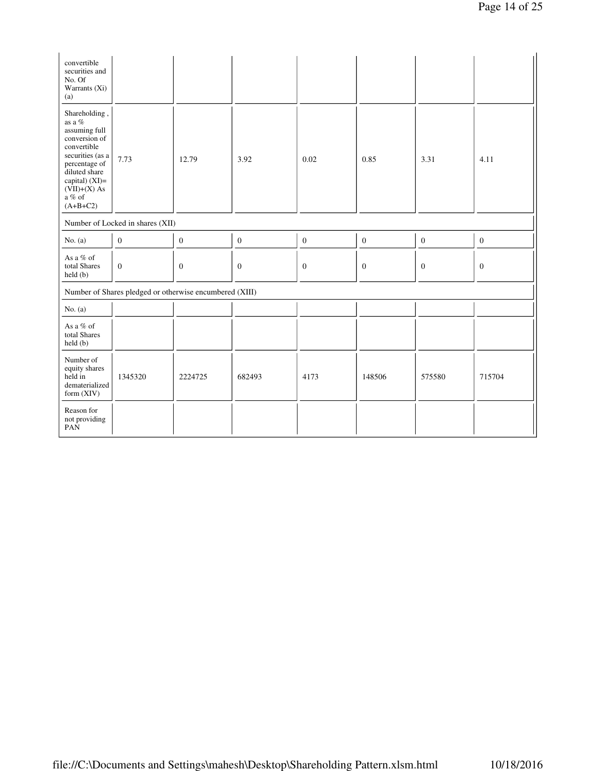| convertible securities and No. Of Warrants (Xi) (a) | | | | | | | |
|---|---|---|---|---|---|---|---|
| Shareholding , as a % assuming full conversion of convertible securities (as a percentage of diluted share capital) (XI)= (VII)+(X) As a % of (A+B+C2) | 7.73 | 12.79 | 3.92 | 0.02 | 0.85 | 3.31 | 4.11 |
| Number of Locked in shares (XII) | | | | | | | |
| No. (a) | 0 | 0 | 0 | 0 | 0 | 0 | 0 |
| As a % of total Shares held (b) | 0 | 0 | 0 | 0 | 0 | 0 | 0 |
| Number of Shares pledged or otherwise encumbered (XIII) | | | | | | | |
| No. (a) | | | | | | | |
| As a % of total Shares held (b) | | | | | | | |
| Number of equity shares held in dematerialized form (XIV) | 1345320 | 2224725 | 682493 | 4173 | 148506 | 575580 | 715704 |
| Reason for not providing PAN | | | | | | | |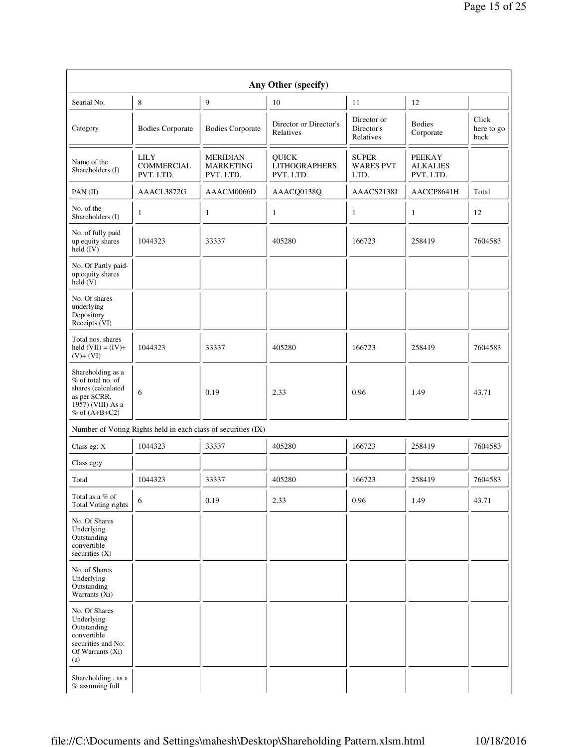| Any Other (specify) | | | | | | |
|---|---|---|---|---|---|---|
| Searial No. | 8 | 9 | 10 | 11 | 12 | |
| Category | Bodies Corporate | Bodies Corporate | Director or Director's Relatives | Director or Director's Relatives | Bodies Corporate | Click here to go back |
| Name of the Shareholders (I) | LILY COMMERCIAL PVT. LTD. | MERIDIAN MARKETING PVT. LTD. | QUICK LITHOGRAPHERS PVT. LTD. | SUPER WARES PVT LTD. | PEEKAY ALKALIES PVT. LTD. | |
| PAN (II) | AAACL3872G | AAACM0066D | AAACQ0138Q | AAACS2138J | AACCP8641H | Total |
| No. of the Shareholders (I) | 1 | 1 | 1 | 1 | 1 | 12 |
| No. of fully paid up equity shares held (IV) | 1044323 | 33337 | 405280 | 166723 | 258419 | 7604583 |
| No. Of Partly paid-up equity shares held (V) | | | | | | |
| No. Of shares underlying Depository Receipts (VI) | | | | | | |
| Total nos. shares held (VII) = (IV)+ (V)+ (VI) | 1044323 | 33337 | 405280 | 166723 | 258419 | 7604583 |
| Shareholding as a % of total no. of shares (calculated as per SCRR, 1957) (VIII) As a % of (A+B+C2) | 6 | 0.19 | 2.33 | 0.96 | 1.49 | 43.71 |
| Number of Voting Rights held in each class of securities (IX) | | | | | | |
| Class eg: X | 1044323 | 33337 | 405280 | 166723 | 258419 | 7604583 |
| Class eg:y | | | | | | |
| Total | 1044323 | 33337 | 405280 | 166723 | 258419 | 7604583 |
| Total as a % of Total Voting rights | 6 | 0.19 | 2.33 | 0.96 | 1.49 | 43.71 |
| No. Of Shares Underlying Outstanding convertible securities (X) | | | | | | |
| No. of Shares Underlying Outstanding Warrants (Xi) | | | | | | |
| No. Of Shares Underlying Outstanding convertible securities and No. Of Warrants (Xi) (a) | | | | | | |
| Shareholding , as a % assuming full | | | | | | |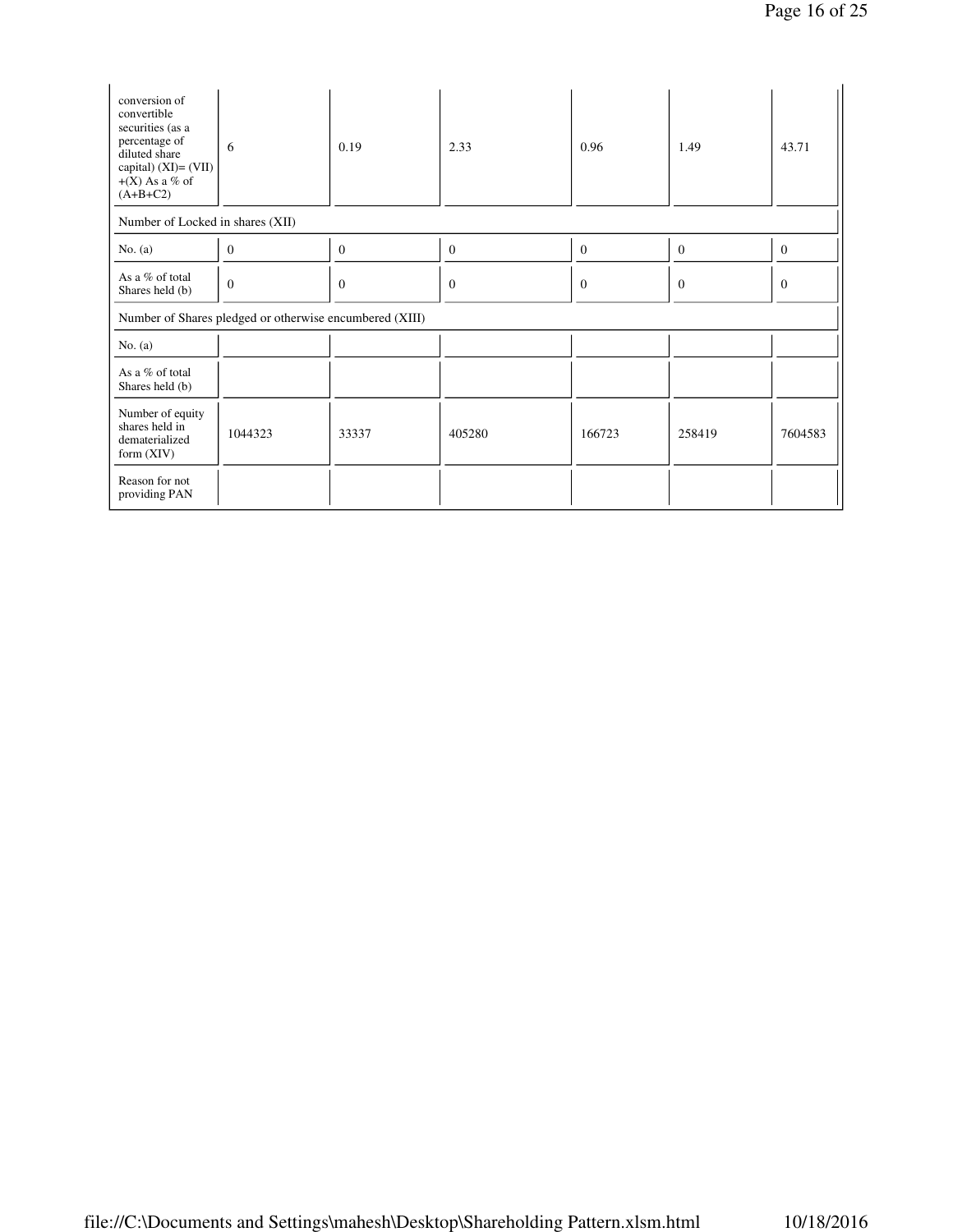| | | | | | | |
|---|---|---|---|---|---|---|
| conversion of convertible securities (as a percentage of diluted share capital) (XI)= (VII) +(X) As a % of (A+B+C2) | 6 | 0.19 | 2.33 | 0.96 | 1.49 | 43.71 |
| Number of Locked in shares (XII) | | | | | | |
| No. (a) | 0 | 0 | 0 | 0 | 0 | 0 |
| As a % of total Shares held (b) | 0 | 0 | 0 | 0 | 0 | 0 |
| Number of Shares pledged or otherwise encumbered (XIII) | | | | | | |
| No. (a) | | | | | | |
| As a % of total Shares held (b) | | | | | | |
| Number of equity shares held in dematerialized form (XIV) | 1044323 | 33337 | 405280 | 166723 | 258419 | 7604583 |
| Reason for not providing PAN | | | | | | |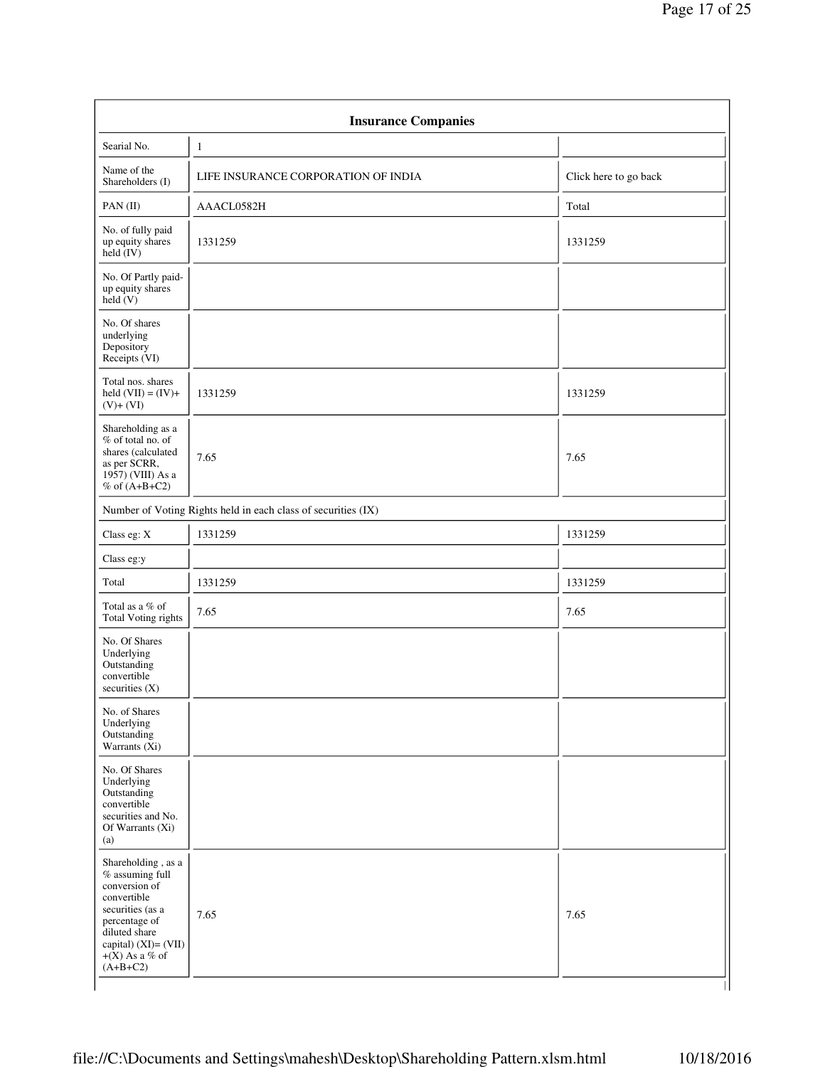| Insurance Companies | | |
|---|---|---|
| Searial No. | 1 | |
| Name of the Shareholders (I) | LIFE INSURANCE CORPORATION OF INDIA | Click here to go back |
| PAN (II) | AAACL0582H | Total |
| No. of fully paid up equity shares held (IV) | 1331259 | 1331259 |
| No. Of Partly paid-up equity shares held (V) | | |
| No. Of shares underlying Depository Receipts (VI) | | |
| Total nos. shares held (VII) = (IV)+ (V)+ (VI) | 1331259 | 1331259 |
| Shareholding as a % of total no. of shares (calculated as per SCRR, 1957) (VIII) As a % of (A+B+C2) | 7.65 | 7.65 |
| Number of Voting Rights held in each class of securities (IX) | | |
| Class eg: X | 1331259 | 1331259 |
| Class eg:y | | |
| Total | 1331259 | 1331259 |
| Total as a % of Total Voting rights | 7.65 | 7.65 |
| No. Of Shares Underlying Outstanding convertible securities (X) | | |
| No. of Shares Underlying Outstanding Warrants (Xi) | | |
| No. Of Shares Underlying Outstanding convertible securities and No. Of Warrants (Xi) (a) | | |
| Shareholding , as a % assuming full conversion of convertible securities (as a percentage of diluted share capital) (XI)= (VII) +(X) As a % of (A+B+C2) | 7.65 | 7.65 |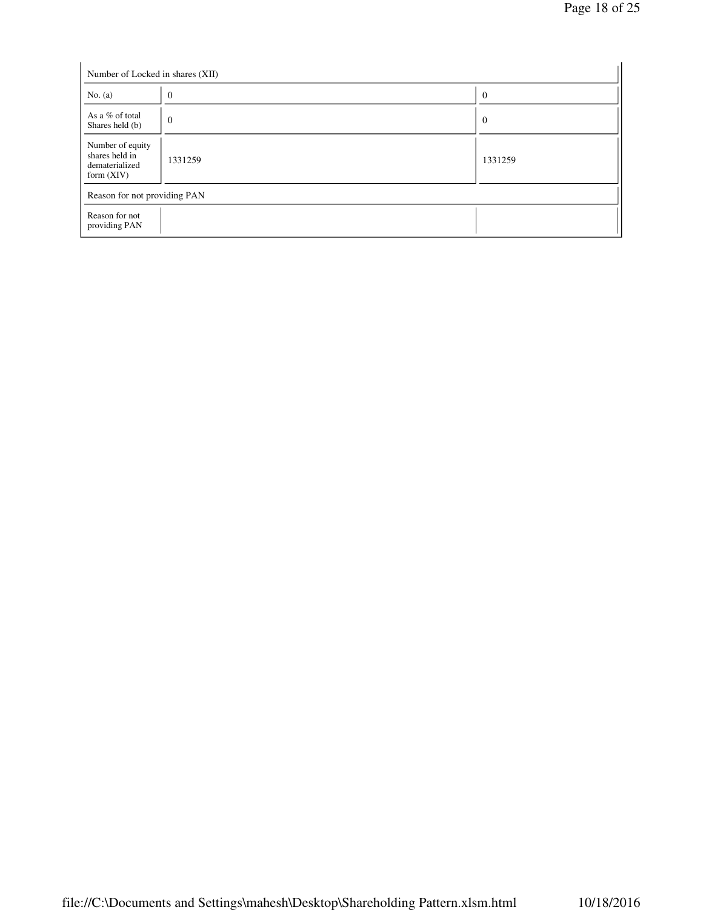| Number of Locked in shares (XII) | | |
|---|---|---|
| No. (a) | 0 | 0 |
| As a % of total Shares held (b) | 0 | 0 |
| Number of equity shares held in dematerialized form (XIV) | 1331259 | 1331259 |
| Reason for not providing PAN | | |
| Reason for not providing PAN | | |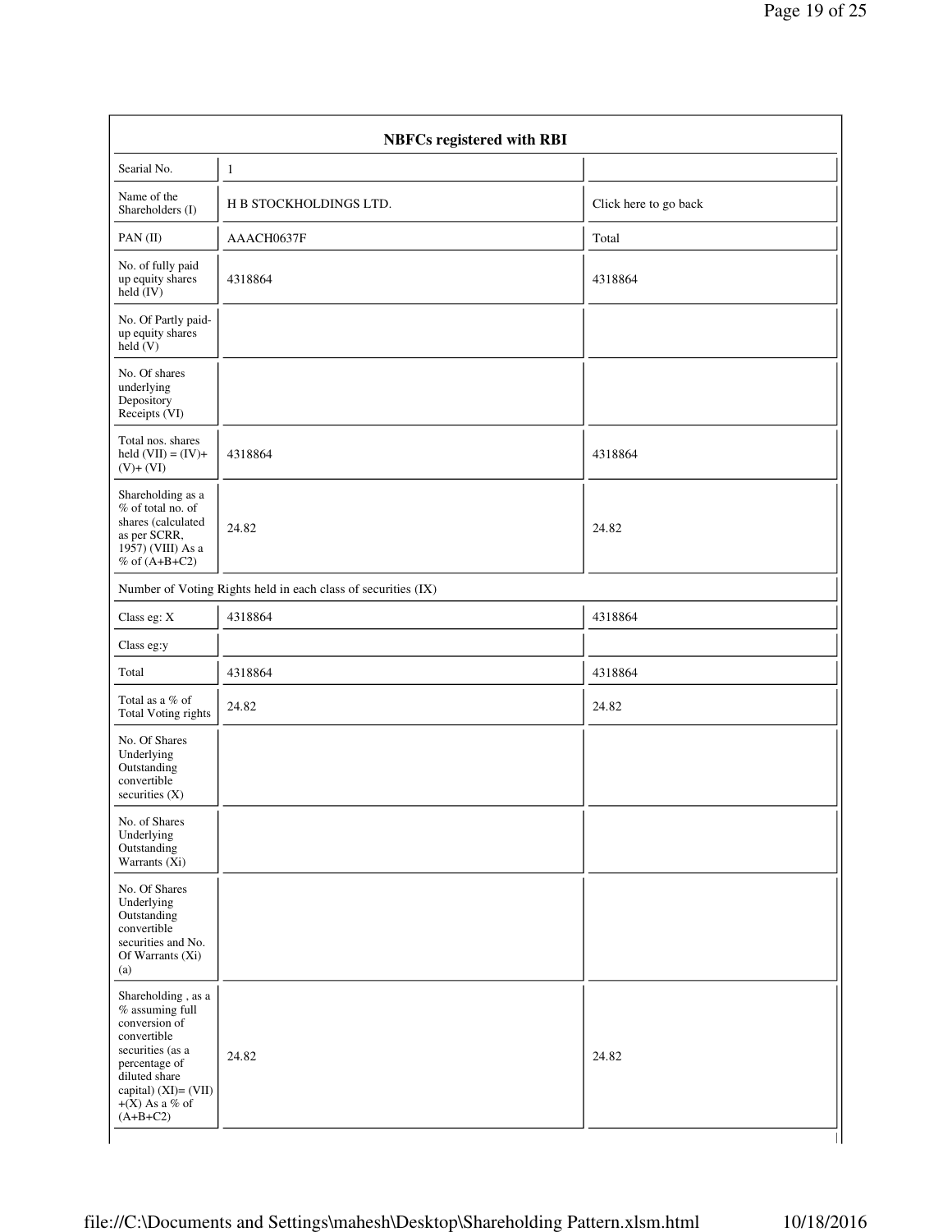| NBFCs registered with RBI | | |
|---|---|---|
| Searial No. | 1 | |
| Name of the Shareholders (I) | H B STOCKHOLDINGS LTD. | Click here to go back |
| PAN (II) | AAACH0637F | Total |
| No. of fully paid up equity shares held (IV) | 4318864 | 4318864 |
| No. Of Partly paid-up equity shares held (V) | | |
| No. Of shares underlying Depository Receipts (VI) | | |
| Total nos. shares held (VII) = (IV)+ (V)+ (VI) | 4318864 | 4318864 |
| Shareholding as a % of total no. of shares (calculated as per SCRR, 1957) (VIII) As a % of (A+B+C2) | 24.82 | 24.82 |
| Number of Voting Rights held in each class of securities (IX) | | |
| Class eg: X | 4318864 | 4318864 |
| Class eg:y | | |
| Total | 4318864 | 4318864 |
| Total as a % of Total Voting rights | 24.82 | 24.82 |
| No. Of Shares Underlying Outstanding convertible securities (X) | | |
| No. of Shares Underlying Outstanding Warrants (Xi) | | |
| No. Of Shares Underlying Outstanding convertible securities and No. Of Warrants (Xi) (a) | | |
| Shareholding , as a % assuming full conversion of convertible securities (as a percentage of diluted share capital) (XI)= (VII) +(X) As a % of (A+B+C2) | 24.82 | 24.82 |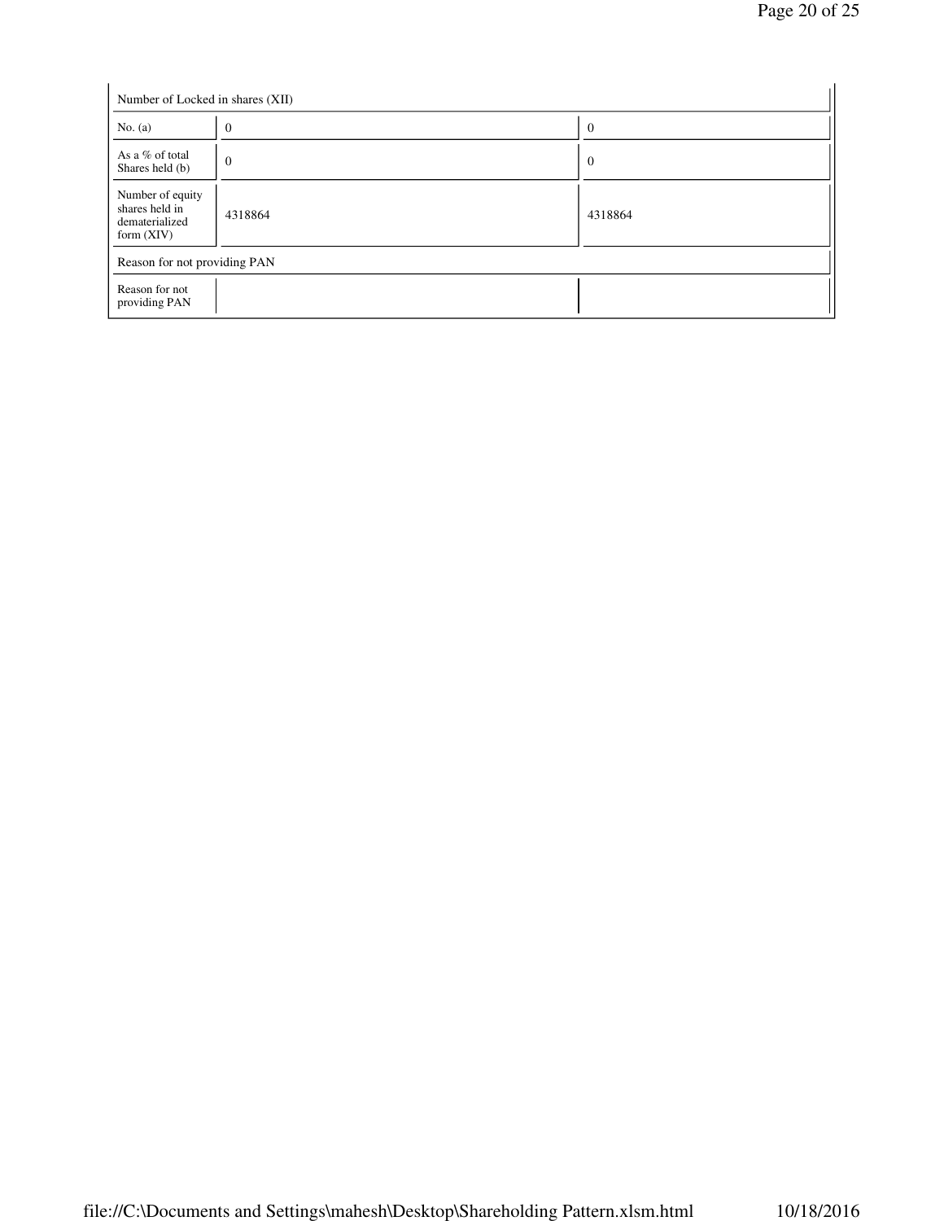| Number of Locked in shares (XII) | | |
|---|---|---|
| No. (a) | 0 | 0 |
| As a % of total Shares held (b) | 0 | 0 |
| Number of equity shares held in dematerialized form (XIV) | 4318864 | 4318864 |
| Reason for not providing PAN | | |
| Reason for not providing PAN | | |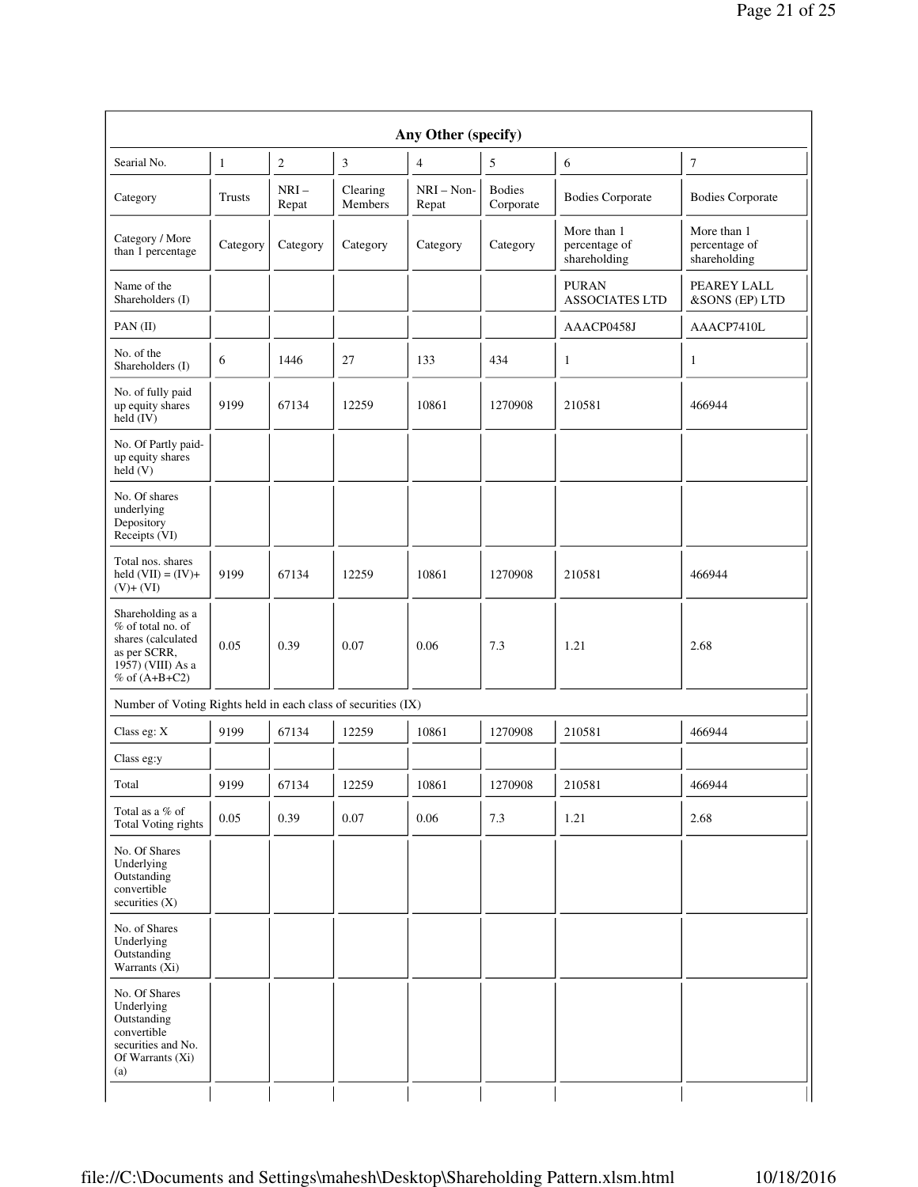| Any Other (specify) | | | | | | | |
|---|---|---|---|---|---|---|---|
| Searial No. | 1 | 2 | 3 | 4 | 5 | 6 | 7 |
| Category | Trusts | NRI – Repat | Clearing Members | NRI – Non-Repat | Bodies Corporate | Bodies Corporate | Bodies Corporate |
| Category / More than 1 percentage | Category | Category | Category | Category | Category | More than 1 percentage of shareholding | More than 1 percentage of shareholding |
| Name of the Shareholders (I) | | | | | | PURAN ASSOCIATES LTD | PEAREY LALL &SONS (EP) LTD |
| PAN (II) | | | | | | AAACP0458J | AAACP7410L |
| No. of the Shareholders (I) | 6 | 1446 | 27 | 133 | 434 | 1 | 1 |
| No. of fully paid up equity shares held (IV) | 9199 | 67134 | 12259 | 10861 | 1270908 | 210581 | 466944 |
| No. Of Partly paid-up equity shares held (V) | | | | | | | |
| No. Of shares underlying Depository Receipts (VI) | | | | | | | |
| Total nos. shares held (VII) = (IV)+ (V)+ (VI) | 9199 | 67134 | 12259 | 10861 | 1270908 | 210581 | 466944 |
| Shareholding as a % of total no. of shares (calculated as per SCRR, 1957) (VIII) As a % of (A+B+C2) | 0.05 | 0.39 | 0.07 | 0.06 | 7.3 | 1.21 | 2.68 |
| Number of Voting Rights held in each class of securities (IX) | | | | | | | |
| Class eg: X | 9199 | 67134 | 12259 | 10861 | 1270908 | 210581 | 466944 |
| Class eg:y | | | | | | | |
| Total | 9199 | 67134 | 12259 | 10861 | 1270908 | 210581 | 466944 |
| Total as a % of Total Voting rights | 0.05 | 0.39 | 0.07 | 0.06 | 7.3 | 1.21 | 2.68 |
| No. Of Shares Underlying Outstanding convertible securities (X) | | | | | | | |
| No. of Shares Underlying Outstanding Warrants (Xi) | | | | | | | |
| No. Of Shares Underlying Outstanding convertible securities and No. Of Warrants (Xi) (a) | | | | | | | |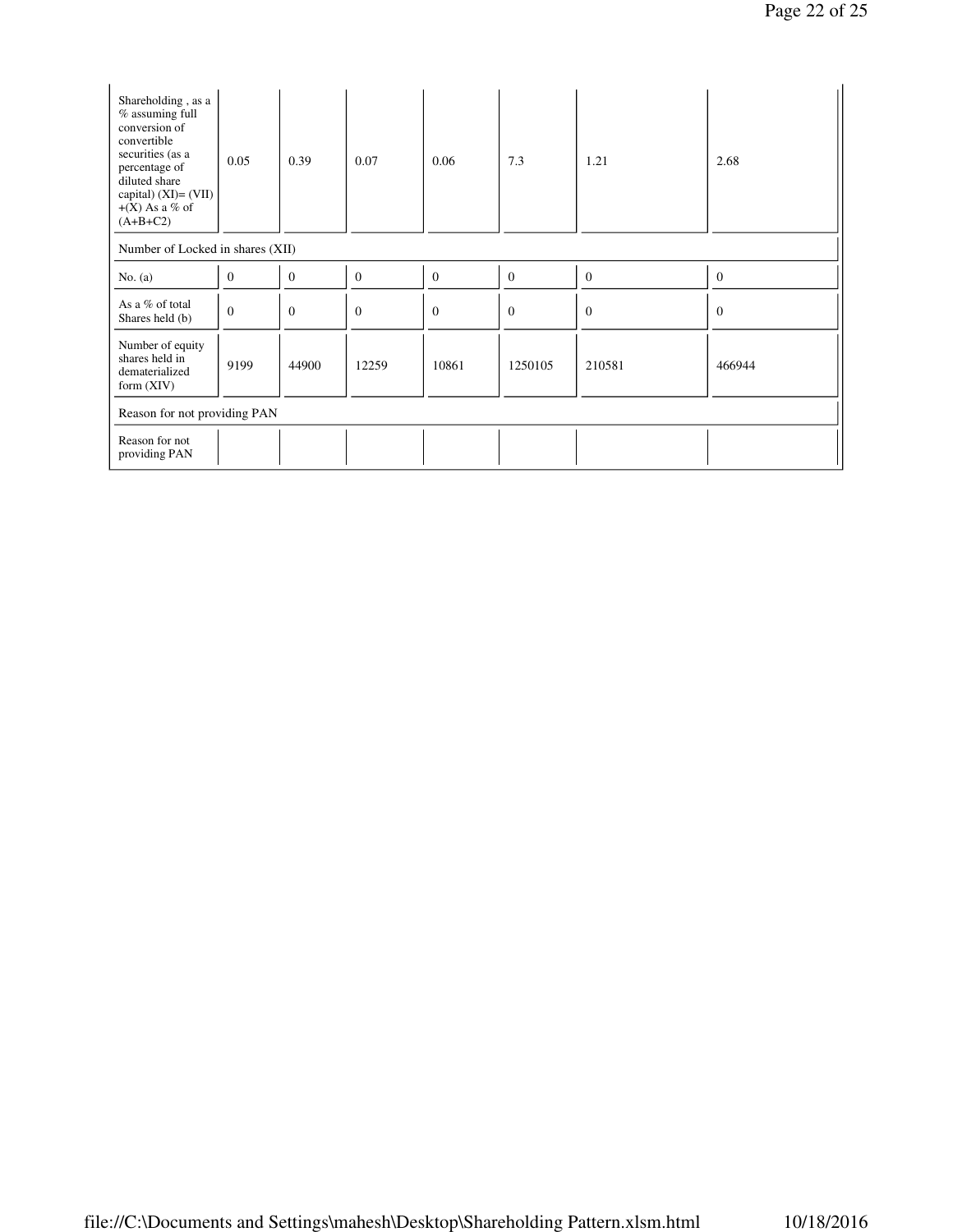| Shareholding , as a % assuming full conversion of convertible securities (as a percentage of diluted share capital) (XI)= (VII) +(X) As a % of (A+B+C2) | 0.05 | 0.39 | 0.07 | 0.06 | 7.3 | 1.21 | 2.68 |
|---|---|---|---|---|---|---|---|
| Number of Locked in shares (XII) | | | | | | | |
| No. (a) | 0 | 0 | 0 | 0 | 0 | 0 | 0 |
| As a % of total Shares held (b) | 0 | 0 | 0 | 0 | 0 | 0 | 0 |
| Number of equity shares held in dematerialized form (XIV) | 9199 | 44900 | 12259 | 10861 | 1250105 | 210581 | 466944 |
| Reason for not providing PAN | | | | | | | |
| Reason for not providing PAN | | | | | | | |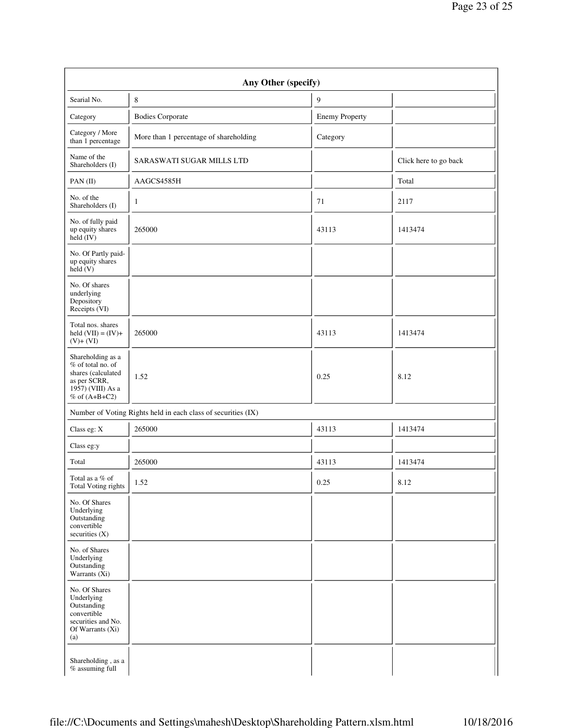| Any Other (specify) | | | |
|---|---|---|---|
| Searial No. | 8 | 9 | |
| Category | Bodies Corporate | Enemy Property | |
| Category / More than 1 percentage | More than 1 percentage of shareholding | Category | |
| Name of the Shareholders (I) | SARASWATI SUGAR MILLS LTD | | Click here to go back |
| PAN (II) | AAGCS4585H | | Total |
| No. of the Shareholders (I) | 1 | 71 | 2117 |
| No. of fully paid up equity shares held (IV) | 265000 | 43113 | 1413474 |
| No. Of Partly paid-up equity shares held (V) | | | |
| No. Of shares underlying Depository Receipts (VI) | | | |
| Total nos. shares held (VII) = (IV)+ (V)+ (VI) | 265000 | 43113 | 1413474 |
| Shareholding as a % of total no. of shares (calculated as per SCRR, 1957) (VIII) As a % of (A+B+C2) | 1.52 | 0.25 | 8.12 |
| Number of Voting Rights held in each class of securities (IX) | | | |
| Class eg: X | 265000 | 43113 | 1413474 |
| Class eg:y | | | |
| Total | 265000 | 43113 | 1413474 |
| Total as a % of Total Voting rights | 1.52 | 0.25 | 8.12 |
| No. Of Shares Underlying Outstanding convertible securities (X) | | | |
| No. of Shares Underlying Outstanding Warrants (Xi) | | | |
| No. Of Shares Underlying Outstanding convertible securities and No. Of Warrants (Xi) (a) | | | |
| Shareholding , as a % assuming full | | | |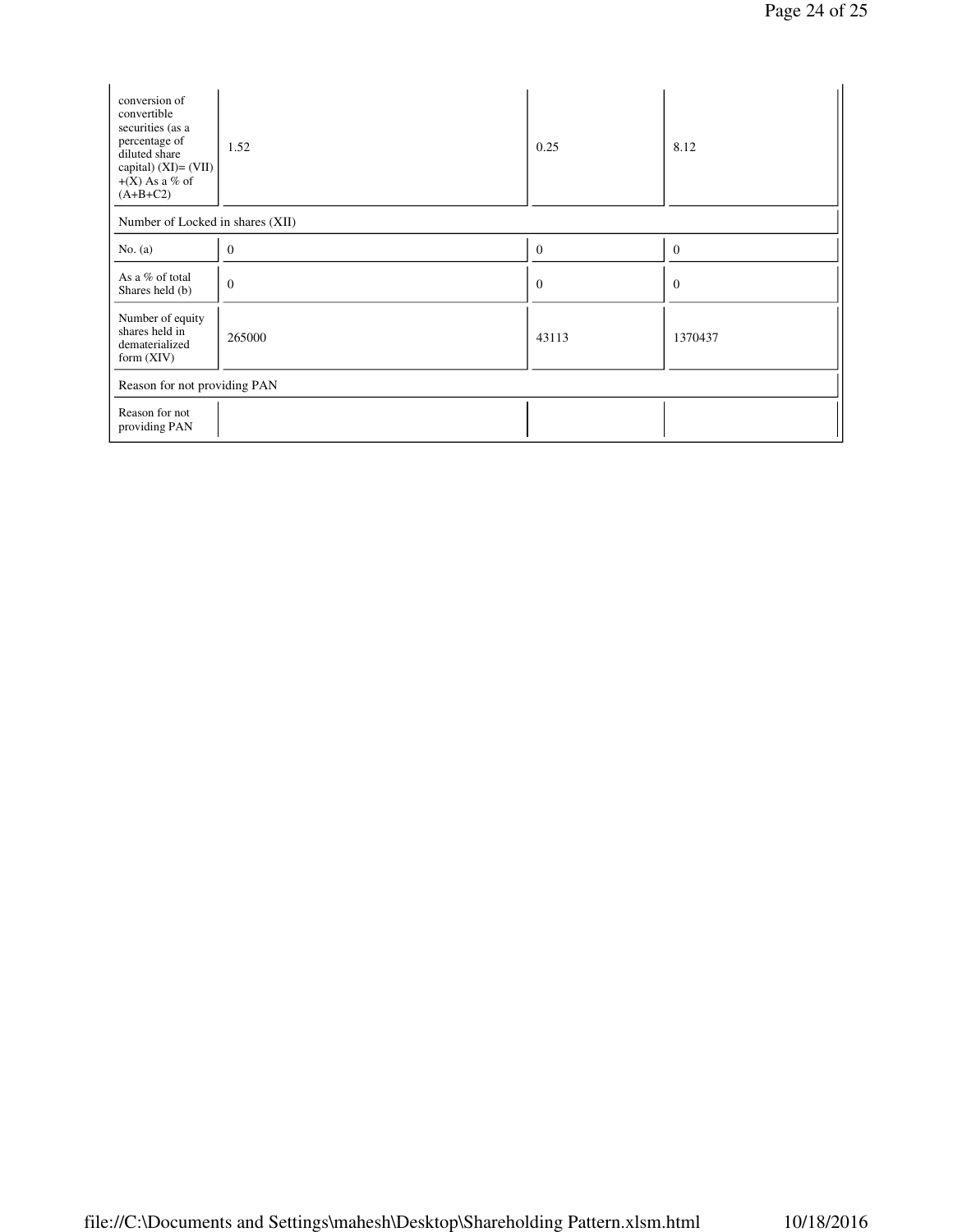| conversion of convertible securities (as a percentage of diluted share capital) (XI)= (VII)+(X) As a % of (A+B+C2) | 1.52 | 0.25 | 8.12 |
|---|---|---|---|
| Number of Locked in shares (XII) | | | |
| No. (a) | 0 | 0 | 0 |
| As a % of total Shares held (b) | 0 | 0 | 0 |
| Number of equity shares held in dematerialized form (XIV) | 265000 | 43113 | 1370437 |
| Reason for not providing PAN | | | |
| Reason for not providing PAN | | | |